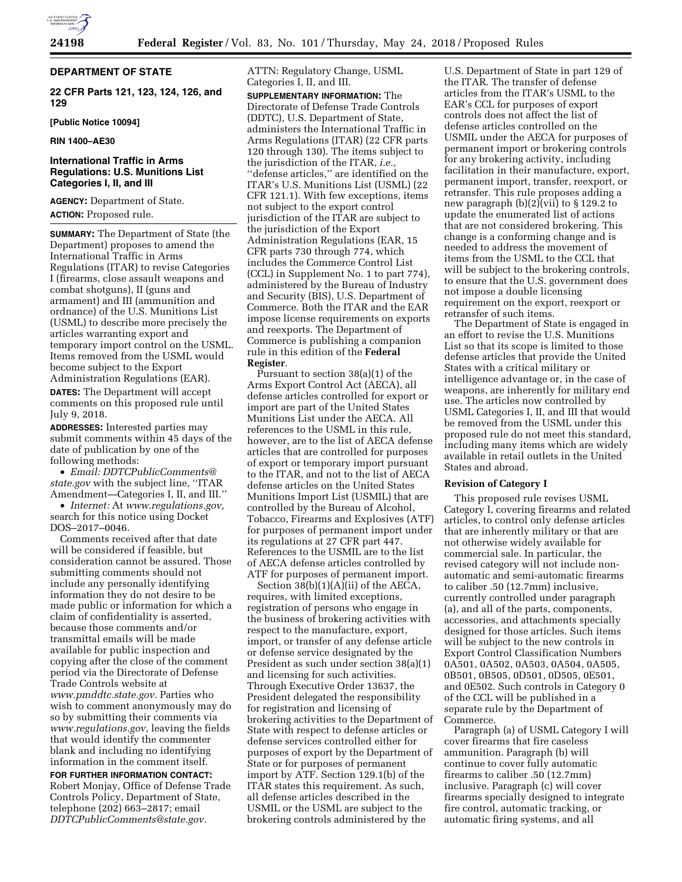**DEPARTMENT OF STATE**

**22 CFR Parts 121, 123, 124, 126, and 129**

**[Public Notice 10094]**

**RIN 1400–AE30**

## International Traffic in Arms Regulations: U.S. Munitions List Categories I, II, and III

**AGENCY:** Department of State.

**ACTION:** Proposed rule.

**SUMMARY:** The Department of State (the Department) proposes to amend the International Traffic in Arms Regulations (ITAR) to revise Categories I (firearms, close assault weapons and combat shotguns), II (guns and armament) and III (ammunition and ordnance) of the U.S. Munitions List (USML) to describe more precisely the articles warranting export and temporary import control on the USML. Items removed from the USML would become subject to the Export Administration Regulations (EAR).

**DATES:** The Department will accept comments on this proposed rule until July 9, 2018.

**ADDRESSES:** Interested parties may submit comments within 45 days of the date of publication by one of the following methods:

- *Email: DDTCPublicComments@state.gov* with the subject line, ''ITAR Amendment—Categories I, II, and III.''
- *Internet:* At *www.regulations.gov,* search for this notice using Docket DOS–2017–0046.

Comments received after that date will be considered if feasible, but consideration cannot be assured. Those submitting comments should not include any personally identifying information they do not desire to be made public or information for which a claim of confidentiality is asserted, because those comments and/or transmittal emails will be made available for public inspection and copying after the close of the comment period via the Directorate of Defense Trade Controls website at *www.pmddtc.state.gov.* Parties who wish to comment anonymously may do so by submitting their comments via *www.regulations.gov,* leaving the fields that would identify the commenter blank and including no identifying information in the comment itself.

**FOR FURTHER INFORMATION CONTACT:** Robert Monjay, Office of Defense Trade Controls Policy, Department of State, telephone (202) 663–2817; email *DDTCPublicComments@state.gov.* ATTN: Regulatory Change, USML Categories I, II, and III.

**SUPPLEMENTARY INFORMATION:** The Directorate of Defense Trade Controls (DDTC), U.S. Department of State, administers the International Traffic in Arms Regulations (ITAR) (22 CFR parts 120 through 130). The items subject to the jurisdiction of the ITAR, *i.e.,* ''defense articles,'' are identified on the ITAR's U.S. Munitions List (USML) (22 CFR 121.1). With few exceptions, items not subject to the export control jurisdiction of the ITAR are subject to the jurisdiction of the Export Administration Regulations (EAR, 15 CFR parts 730 through 774, which includes the Commerce Control List (CCL) in Supplement No. 1 to part 774), administered by the Bureau of Industry and Security (BIS), U.S. Department of Commerce. Both the ITAR and the EAR impose license requirements on exports and reexports. The Department of Commerce is publishing a companion rule in this edition of the **Federal Register**.

Pursuant to section 38(a)(1) of the Arms Export Control Act (AECA), all defense articles controlled for export or import are part of the United States Munitions List under the AECA. All references to the USML in this rule, however, are to the list of AECA defense articles that are controlled for purposes of export or temporary import pursuant to the ITAR, and not to the list of AECA defense articles on the United States Munitions Import List (USMIL) that are controlled by the Bureau of Alcohol, Tobacco, Firearms and Explosives (ATF) for purposes of permanent import under its regulations at 27 CFR part 447. References to the USMIL are to the list of AECA defense articles controlled by ATF for purposes of permanent import.

Section 38(b)(1)(A)(ii) of the AECA, requires, with limited exceptions, registration of persons who engage in the business of brokering activities with respect to the manufacture, export, import, or transfer of any defense article or defense service designated by the President as such under section 38(a)(1) and licensing for such activities. Through Executive Order 13637, the President delegated the responsibility for registration and licensing of brokering activities to the Department of State with respect to defense articles or defense services controlled either for purposes of export by the Department of State or for purposes of permanent import by ATF. Section 129.1(b) of the ITAR states this requirement. As such, all defense articles described in the USMIL or the USML are subject to the brokering controls administered by the U.S. Department of State in part 129 of the ITAR. The transfer of defense articles from the ITAR's USML to the EAR's CCL for purposes of export controls does not affect the list of defense articles controlled on the USMIL under the AECA for purposes of permanent import or brokering controls for any brokering activity, including facilitation in their manufacture, export, permanent import, transfer, reexport, or retransfer. This rule proposes adding a new paragraph (b)(2)(vii) to § 129.2 to update the enumerated list of actions that are not considered brokering. This change is a conforming change and is needed to address the movement of items from the USML to the CCL that will be subject to the brokering controls, to ensure that the U.S. government does not impose a double licensing requirement on the export, reexport or retransfer of such items.

The Department of State is engaged in an effort to revise the U.S. Munitions List so that its scope is limited to those defense articles that provide the United States with a critical military or intelligence advantage or, in the case of weapons, are inherently for military end use. The articles now controlled by USML Categories I, II, and III that would be removed from the USML under this proposed rule do not meet this standard, including many items which are widely available in retail outlets in the United States and abroad.

### Revision of Category I

This proposed rule revises USML Category I, covering firearms and related articles, to control only defense articles that are inherently military or that are not otherwise widely available for commercial sale. In particular, the revised category will not include non-automatic and semi-automatic firearms to caliber .50 (12.7mm) inclusive, currently controlled under paragraph (a), and all of the parts, components, accessories, and attachments specially designed for those articles. Such items will be subject to the new controls in Export Control Classification Numbers 0A501, 0A502, 0A503, 0A504, 0A505, 0B501, 0B505, 0D501, 0D505, 0E501, and 0E502. Such controls in Category 0 of the CCL will be published in a separate rule by the Department of Commerce.

Paragraph (a) of USML Category I will cover firearms that fire caseless ammunition. Paragraph (b) will continue to cover fully automatic firearms to caliber .50 (12.7mm) inclusive. Paragraph (c) will cover firearms specially designed to integrate fire control, automatic tracking, or automatic firing systems, and all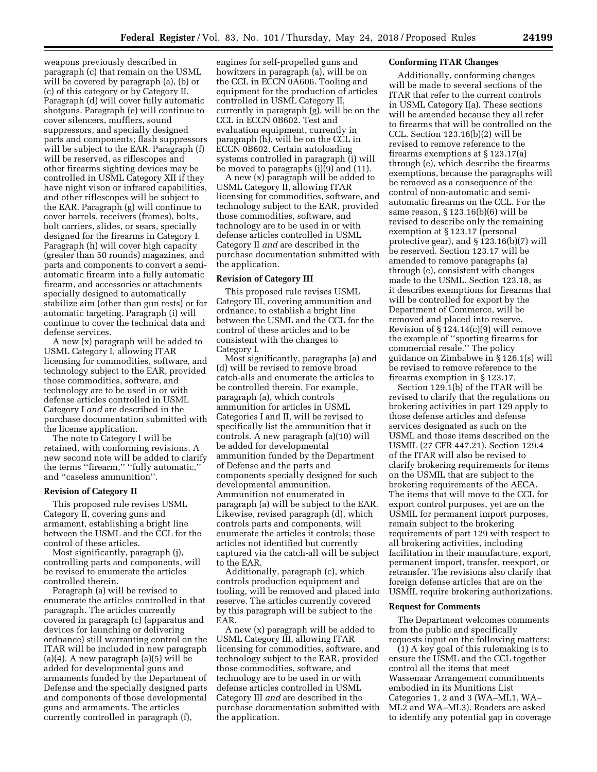weapons previously described in paragraph (c) that remain on the USML will be covered by paragraph (a), (b) or (c) of this category or by Category II. Paragraph (d) will cover fully automatic shotguns. Paragraph (e) will continue to cover silencers, mufflers, sound suppressors, and specially designed parts and components; flash suppressors will be subject to the EAR. Paragraph (f) will be reserved, as riflescopes and other firearms sighting devices may be controlled in USML Category XII if they have night vison or infrared capabilities, and other riflescopes will be subject to the EAR. Paragraph (g) will continue to cover barrels, receivers (frames), bolts, bolt carriers, slides, or sears, specially designed for the firearms in Category I. Paragraph (h) will cover high capacity (greater than 50 rounds) magazines, and parts and components to convert a semi-automatic firearm into a fully automatic firearm, and accessories or attachments specially designed to automatically stabilize aim (other than gun rests) or for automatic targeting. Paragraph (i) will continue to cover the technical data and defense services.

A new (x) paragraph will be added to USML Category I, allowing ITAR licensing for commodities, software, and technology subject to the EAR, provided those commodities, software, and technology are to be used in or with defense articles controlled in USML Category I *and* are described in the purchase documentation submitted with the license application.

The note to Category I will be retained, with conforming revisions. A new second note will be added to clarify the terms ''firearm,'' ''fully automatic,'' and ''caseless ammunition''.

**Revision of Category II**

This proposed rule revises USML Category II, covering guns and armament, establishing a bright line between the USML and the CCL for the control of these articles.

Most significantly, paragraph (j), controlling parts and components, will be revised to enumerate the articles controlled therein.

Paragraph (a) will be revised to enumerate the articles controlled in that paragraph. The articles currently covered in paragraph (c) (apparatus and devices for launching or delivering ordnance) still warranting control on the ITAR will be included in new paragraph (a)(4). A new paragraph (a)(5) will be added for developmental guns and armaments funded by the Department of Defense and the specially designed parts and components of those developmental guns and armaments. The articles currently controlled in paragraph (f), engines for self-propelled guns and howitzers in paragraph (a), will be on the CCL in ECCN 0A606. Tooling and equipment for the production of articles controlled in USML Category II, currently in paragraph (g), will be on the CCL in ECCN 0B602. Test and evaluation equipment, currently in paragraph (h), will be on the CCL in ECCN 0B602. Certain autoloading systems controlled in paragraph (i) will be moved to paragraphs (j)(9) and (11).

A new (x) paragraph will be added to USML Category II, allowing ITAR licensing for commodities, software, and technology subject to the EAR, provided those commodities, software, and technology are to be used in or with defense articles controlled in USML Category II *and* are described in the purchase documentation submitted with the application.

**Revision of Category III**

This proposed rule revises USML Category III, covering ammunition and ordnance, to establish a bright line between the USML and the CCL for the control of these articles and to be consistent with the changes to Category I.

Most significantly, paragraphs (a) and (d) will be revised to remove broad catch-alls and enumerate the articles to be controlled therein. For example, paragraph (a), which controls ammunition for articles in USML Categories I and II, will be revised to specifically list the ammunition that it controls. A new paragraph (a)(10) will be added for developmental ammunition funded by the Department of Defense and the parts and components specially designed for such developmental ammunition. Ammunition not enumerated in paragraph (a) will be subject to the EAR. Likewise, revised paragraph (d), which controls parts and components, will enumerate the articles it controls; those articles not identified but currently captured via the catch-all will be subject to the EAR.

Additionally, paragraph (c), which controls production equipment and tooling, will be removed and placed into reserve. The articles currently covered by this paragraph will be subject to the EAR.

A new (x) paragraph will be added to USML Category III, allowing ITAR licensing for commodities, software, and technology subject to the EAR, provided those commodities, software, and technology are to be used in or with defense articles controlled in USML Category III *and* are described in the purchase documentation submitted with the application.

**Conforming ITAR Changes**

Additionally, conforming changes will be made to several sections of the ITAR that refer to the current controls in USML Category I(a). These sections will be amended because they all refer to firearms that will be controlled on the CCL. Section 123.16(b)(2) will be revised to remove reference to the firearms exemptions at § 123.17(a) through (e), which describe the firearms exemptions, because the paragraphs will be removed as a consequence of the control of non-automatic and semi-automatic firearms on the CCL. For the same reason, § 123.16(b)(6) will be revised to describe only the remaining exemption at § 123.17 (personal protective gear), and § 123.16(b)(7) will be reserved. Section 123.17 will be amended to remove paragraphs (a) through (e), consistent with changes made to the USML. Section 123.18, as it describes exemptions for firearms that will be controlled for export by the Department of Commerce, will be removed and placed into reserve. Revision of § 124.14(c)(9) will remove the example of ''sporting firearms for commercial resale.'' The policy guidance on Zimbabwe in § 126.1(s) will be revised to remove reference to the firearms exemption in § 123.17.

Section 129.1(b) of the ITAR will be revised to clarify that the regulations on brokering activities in part 129 apply to those defense articles and defense services designated as such on the USML and those items described on the USMIL (27 CFR 447.21). Section 129.4 of the ITAR will also be revised to clarify brokering requirements for items on the USMIL that are subject to the brokering requirements of the AECA. The items that will move to the CCL for export control purposes, yet are on the USMIL for permanent import purposes, remain subject to the brokering requirements of part 129 with respect to all brokering activities, including facilitation in their manufacture, export, permanent import, transfer, reexport, or retransfer. The revisions also clarify that foreign defense articles that are on the USMIL require brokering authorizations.

**Request for Comments**

The Department welcomes comments from the public and specifically requests input on the following matters:

(1) A key goal of this rulemaking is to ensure the USML and the CCL together control all the items that meet Wassenaar Arrangement commitments embodied in its Munitions List Categories 1, 2 and 3 (WA–ML1, WA–ML2 and WA–ML3). Readers are asked to identify any potential gap in coverage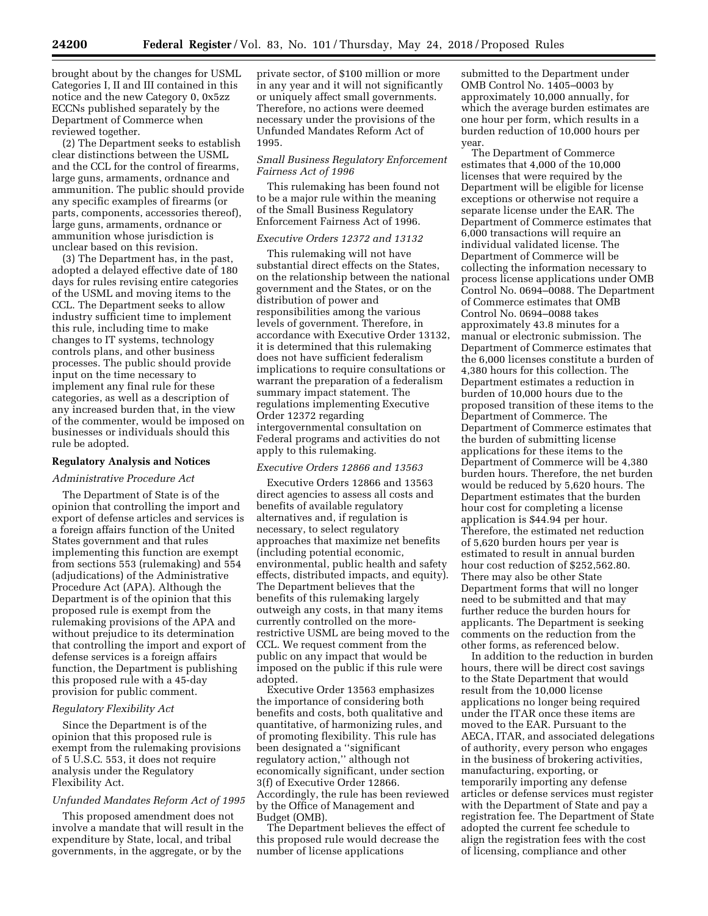brought about by the changes for USML Categories I, II and III contained in this notice and the new Category 0, 0x5zz ECCNs published separately by the Department of Commerce when reviewed together.

(2) The Department seeks to establish clear distinctions between the USML and the CCL for the control of firearms, large guns, armaments, ordnance and ammunition. The public should provide any specific examples of firearms (or parts, components, accessories thereof), large guns, armaments, ordnance or ammunition whose jurisdiction is unclear based on this revision.

(3) The Department has, in the past, adopted a delayed effective date of 180 days for rules revising entire categories of the USML and moving items to the CCL. The Department seeks to allow industry sufficient time to implement this rule, including time to make changes to IT systems, technology controls plans, and other business processes. The public should provide input on the time necessary to implement any final rule for these categories, as well as a description of any increased burden that, in the view of the commenter, would be imposed on businesses or individuals should this rule be adopted.

## Regulatory Analysis and Notices

### *Administrative Procedure Act*

The Department of State is of the opinion that controlling the import and export of defense articles and services is a foreign affairs function of the United States government and that rules implementing this function are exempt from sections 553 (rulemaking) and 554 (adjudications) of the Administrative Procedure Act (APA). Although the Department is of the opinion that this proposed rule is exempt from the rulemaking provisions of the APA and without prejudice to its determination that controlling the import and export of defense services is a foreign affairs function, the Department is publishing this proposed rule with a 45-day provision for public comment.

### *Regulatory Flexibility Act*

Since the Department is of the opinion that this proposed rule is exempt from the rulemaking provisions of 5 U.S.C. 553, it does not require analysis under the Regulatory Flexibility Act.

### *Unfunded Mandates Reform Act of 1995*

This proposed amendment does not involve a mandate that will result in the expenditure by State, local, and tribal governments, in the aggregate, or by the private sector, of $100 million or more in any year and it will not significantly or uniquely affect small governments. Therefore, no actions were deemed necessary under the provisions of the Unfunded Mandates Reform Act of 1995.

### *Small Business Regulatory Enforcement Fairness Act of 1996*

This rulemaking has been found not to be a major rule within the meaning of the Small Business Regulatory Enforcement Fairness Act of 1996.

### *Executive Orders 12372 and 13132*

This rulemaking will not have substantial direct effects on the States, on the relationship between the national government and the States, or on the distribution of power and responsibilities among the various levels of government. Therefore, in accordance with Executive Order 13132, it is determined that this rulemaking does not have sufficient federalism implications to require consultations or warrant the preparation of a federalism summary impact statement. The regulations implementing Executive Order 12372 regarding intergovernmental consultation on Federal programs and activities do not apply to this rulemaking.

### *Executive Orders 12866 and 13563*

Executive Orders 12866 and 13563 direct agencies to assess all costs and benefits of available regulatory alternatives and, if regulation is necessary, to select regulatory approaches that maximize net benefits (including potential economic, environmental, public health and safety effects, distributed impacts, and equity). The Department believes that the benefits of this rulemaking largely outweigh any costs, in that many items currently controlled on the more-restrictive USML are being moved to the CCL. We request comment from the public on any impact that would be imposed on the public if this rule were adopted.

Executive Order 13563 emphasizes the importance of considering both benefits and costs, both qualitative and quantitative, of harmonizing rules, and of promoting flexibility. This rule has been designated a ''significant regulatory action,'' although not economically significant, under section 3(f) of Executive Order 12866. Accordingly, the rule has been reviewed by the Office of Management and Budget (OMB).

The Department believes the effect of this proposed rule would decrease the number of license applications submitted to the Department under OMB Control No. 1405–0003 by approximately 10,000 annually, for which the average burden estimates are one hour per form, which results in a burden reduction of 10,000 hours per year.

The Department of Commerce estimates that 4,000 of the 10,000 licenses that were required by the Department will be eligible for license exceptions or otherwise not require a separate license under the EAR. The Department of Commerce estimates that 6,000 transactions will require an individual validated license. The Department of Commerce will be collecting the information necessary to process license applications under OMB Control No. 0694–0088. The Department of Commerce estimates that OMB Control No. 0694–0088 takes approximately 43.8 minutes for a manual or electronic submission. The Department of Commerce estimates that the 6,000 licenses constitute a burden of 4,380 hours for this collection. The Department estimates a reduction in burden of 10,000 hours due to the proposed transition of these items to the Department of Commerce. The Department of Commerce estimates that the burden of submitting license applications for these items to the Department of Commerce will be 4,380 burden hours. Therefore, the net burden would be reduced by 5,620 hours. The Department estimates that the burden hour cost for completing a license application is $44.94 per hour. Therefore, the estimated net reduction of 5,620 burden hours per year is estimated to result in annual burden hour cost reduction of $252,562.80. There may also be other State Department forms that will no longer need to be submitted and that may further reduce the burden hours for applicants. The Department is seeking comments on the reduction from the other forms, as referenced below.

In addition to the reduction in burden hours, there will be direct cost savings to the State Department that would result from the 10,000 license applications no longer being required under the ITAR once these items are moved to the EAR. Pursuant to the AECA, ITAR, and associated delegations of authority, every person who engages in the business of brokering activities, manufacturing, exporting, or temporarily importing any defense articles or defense services must register with the Department of State and pay a registration fee. The Department of State adopted the current fee schedule to align the registration fees with the cost of licensing, compliance and other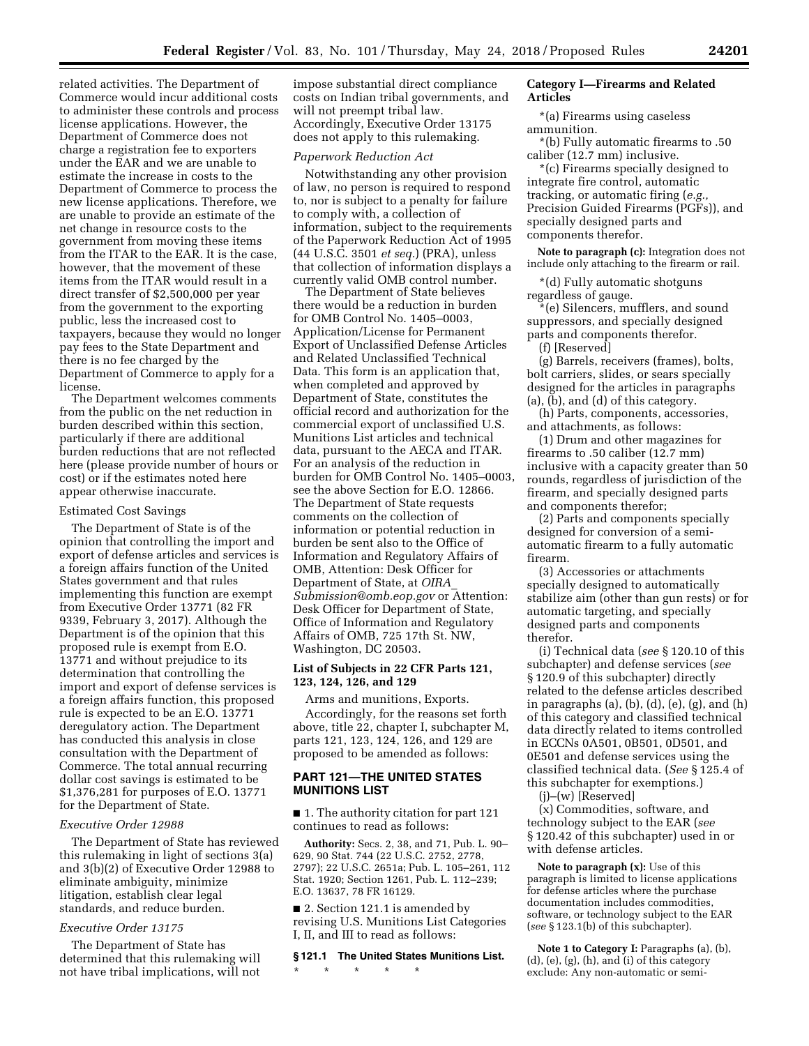related activities. The Department of Commerce would incur additional costs to administer these controls and process license applications. However, the Department of Commerce does not charge a registration fee to exporters under the EAR and we are unable to estimate the increase in costs to the Department of Commerce to process the new license applications. Therefore, we are unable to provide an estimate of the net change in resource costs to the government from moving these items from the ITAR to the EAR. It is the case, however, that the movement of these items from the ITAR would result in a direct transfer of $2,500,000 per year from the government to the exporting public, less the increased cost to taxpayers, because they would no longer pay fees to the State Department and there is no fee charged by the Department of Commerce to apply for a license.

The Department welcomes comments from the public on the net reduction in burden described within this section, particularly if there are additional burden reductions that are not reflected here (please provide number of hours or cost) or if the estimates noted here appear otherwise inaccurate.

Estimated Cost Savings

The Department of State is of the opinion that controlling the import and export of defense articles and services is a foreign affairs function of the United States government and that rules implementing this function are exempt from Executive Order 13771 (82 FR 9339, February 3, 2017). Although the Department is of the opinion that this proposed rule is exempt from E.O. 13771 and without prejudice to its determination that controlling the import and export of defense services is a foreign affairs function, this proposed rule is expected to be an E.O. 13771 deregulatory action. The Department has conducted this analysis in close consultation with the Department of Commerce. The total annual recurring dollar cost savings is estimated to be $1,376,281 for purposes of E.O. 13771 for the Department of State.

*Executive Order 12988*

The Department of State has reviewed this rulemaking in light of sections 3(a) and 3(b)(2) of Executive Order 12988 to eliminate ambiguity, minimize litigation, establish clear legal standards, and reduce burden.

*Executive Order 13175*

The Department of State has determined that this rulemaking will not have tribal implications, will not impose substantial direct compliance costs on Indian tribal governments, and will not preempt tribal law. Accordingly, Executive Order 13175 does not apply to this rulemaking.

*Paperwork Reduction Act*

Notwithstanding any other provision of law, no person is required to respond to, nor is subject to a penalty for failure to comply with, a collection of information, subject to the requirements of the Paperwork Reduction Act of 1995 (44 U.S.C. 3501 *et seq.*) (PRA), unless that collection of information displays a currently valid OMB control number.

The Department of State believes there would be a reduction in burden for OMB Control No. 1405–0003, Application/License for Permanent Export of Unclassified Defense Articles and Related Unclassified Technical Data. This form is an application that, when completed and approved by Department of State, constitutes the official record and authorization for the commercial export of unclassified U.S. Munitions List articles and technical data, pursuant to the AECA and ITAR. For an analysis of the reduction in burden for OMB Control No. 1405–0003, see the above Section for E.O. 12866. The Department of State requests comments on the collection of information or potential reduction in burden be sent also to the Office of Information and Regulatory Affairs of OMB, Attention: Desk Officer for Department of State, at *OIRA_Submission@omb.eop.gov* or Attention: Desk Officer for Department of State, Office of Information and Regulatory Affairs of OMB, 725 17th St. NW, Washington, DC 20503.

**List of Subjects in 22 CFR Parts 121, 123, 124, 126, and 129**

Arms and munitions, Exports.

Accordingly, for the reasons set forth above, title 22, chapter I, subchapter M, parts 121, 123, 124, 126, and 129 are proposed to be amended as follows:

## PART 121—THE UNITED STATES MUNITIONS LIST

■ 1. The authority citation for part 121 continues to read as follows:

**Authority:** Secs. 2, 38, and 71, Pub. L. 90–629, 90 Stat. 744 (22 U.S.C. 2752, 2778, 2797); 22 U.S.C. 2651a; Pub. L. 105–261, 112 Stat. 1920; Section 1261, Pub. L. 112–239; E.O. 13637, 78 FR 16129.

■ 2. Section 121.1 is amended by revising U.S. Munitions List Categories I, II, and III to read as follows:

**§ 121.1 The United States Munitions List.**

\* \* \* \* \*

**Category I—Firearms and Related Articles**

*(a) Firearms using caseless ammunition.

*(b) Fully automatic firearms to .50 caliber (12.7 mm) inclusive.

*(c) Firearms specially designed to integrate fire control, automatic tracking, or automatic firing (*e.g.,* Precision Guided Firearms (PGFs)), and specially designed parts and components therefor.

**Note to paragraph (c):** Integration does not include only attaching to the firearm or rail.

*(d) Fully automatic shotguns regardless of gauge.

*(e) Silencers, mufflers, and sound suppressors, and specially designed parts and components therefor.

(f) [Reserved]

(g) Barrels, receivers (frames), bolts, bolt carriers, slides, or sears specially designed for the articles in paragraphs (a), (b), and (d) of this category.

(h) Parts, components, accessories, and attachments, as follows:

(1) Drum and other magazines for firearms to .50 caliber (12.7 mm) inclusive with a capacity greater than 50 rounds, regardless of jurisdiction of the firearm, and specially designed parts and components therefor;

(2) Parts and components specially designed for conversion of a semi-automatic firearm to a fully automatic firearm.

(3) Accessories or attachments specially designed to automatically stabilize aim (other than gun rests) or for automatic targeting, and specially designed parts and components therefor.

(i) Technical data (*see* § 120.10 of this subchapter) and defense services (*see* § 120.9 of this subchapter) directly related to the defense articles described in paragraphs (a), (b), (d), (e), (g), and (h) of this category and classified technical data directly related to items controlled in ECCNs 0A501, 0B501, 0D501, and 0E501 and defense services using the classified technical data. (*See* § 125.4 of this subchapter for exemptions.)

(j)–(w) [Reserved]

(x) Commodities, software, and technology subject to the EAR (*see* § 120.42 of this subchapter) used in or with defense articles.

**Note to paragraph (x):** Use of this paragraph is limited to license applications for defense articles where the purchase documentation includes commodities, software, or technology subject to the EAR (*see* § 123.1(b) of this subchapter).

**Note 1 to Category I:** Paragraphs (a), (b), (d), (e), (g), (h), and (i) of this category exclude: Any non-automatic or semi-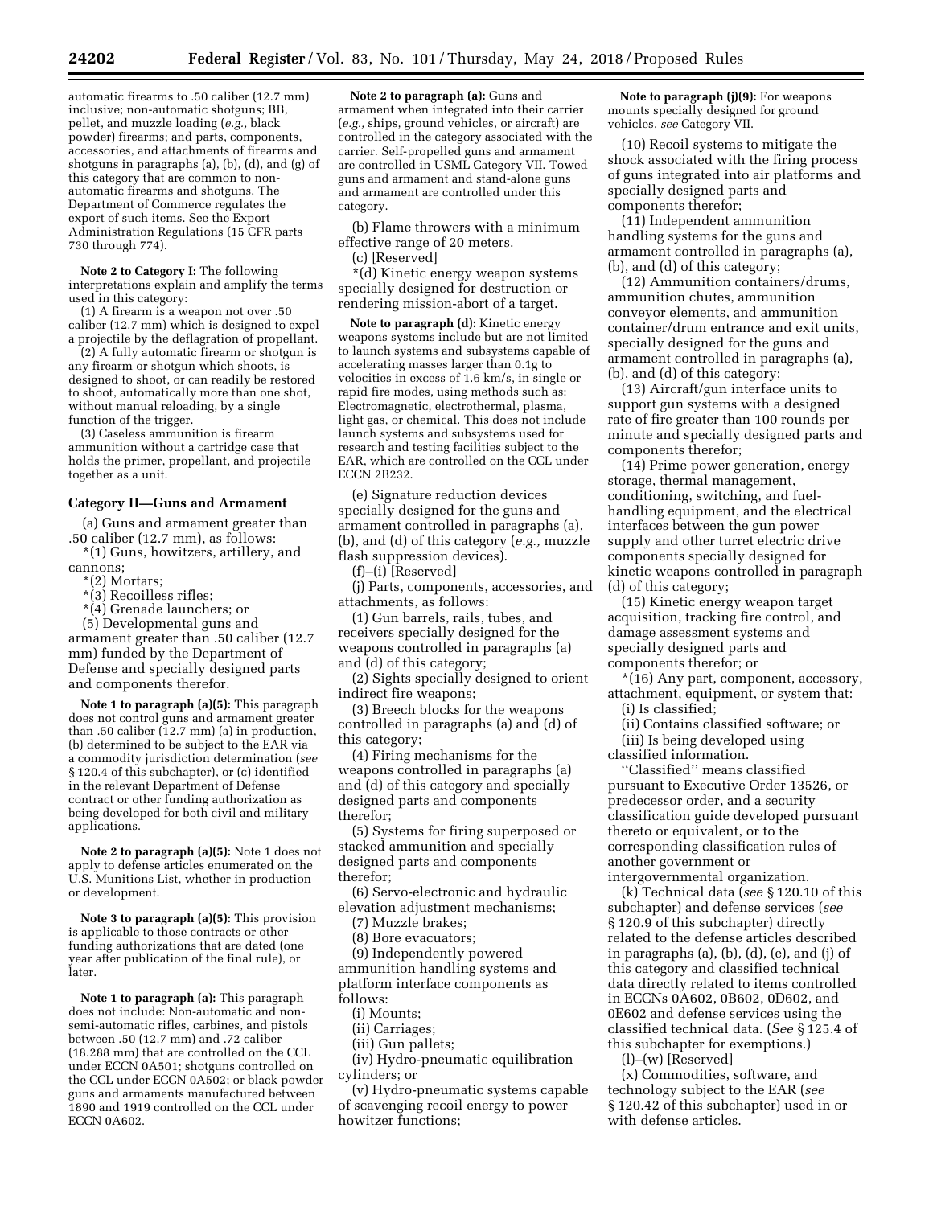automatic firearms to .50 caliber (12.7 mm) inclusive; non-automatic shotguns; BB, pellet, and muzzle loading (*e.g.,* black powder) firearms; and parts, components, accessories, and attachments of firearms and shotguns in paragraphs (a), (b), (d), and (g) of this category that are common to non-automatic firearms and shotguns. The Department of Commerce regulates the export of such items. See the Export Administration Regulations (15 CFR parts 730 through 774).

**Note 2 to Category I:** The following interpretations explain and amplify the terms used in this category:

(1) A firearm is a weapon not over .50 caliber (12.7 mm) which is designed to expel a projectile by the deflagration of propellant.

(2) A fully automatic firearm or shotgun is any firearm or shotgun which shoots, is designed to shoot, or can readily be restored to shoot, automatically more than one shot, without manual reloading, by a single function of the trigger.

(3) Caseless ammunition is firearm ammunition without a cartridge case that holds the primer, propellant, and projectile together as a unit.

### Category II—Guns and Armament

(a) Guns and armament greater than .50 caliber (12.7 mm), as follows:

*(1) Guns, howitzers, artillery, and cannons;

*(2) Mortars;

*(3) Recoilless rifles;

*(4) Grenade launchers; or

(5) Developmental guns and armament greater than .50 caliber (12.7 mm) funded by the Department of Defense and specially designed parts and components therefor.

**Note 1 to paragraph (a)(5):** This paragraph does not control guns and armament greater than .50 caliber (12.7 mm) (a) in production, (b) determined to be subject to the EAR via a commodity jurisdiction determination (*see* § 120.4 of this subchapter), or (c) identified in the relevant Department of Defense contract or other funding authorization as being developed for both civil and military applications.

**Note 2 to paragraph (a)(5):** Note 1 does not apply to defense articles enumerated on the U.S. Munitions List, whether in production or development.

**Note 3 to paragraph (a)(5):** This provision is applicable to those contracts or other funding authorizations that are dated (one year after publication of the final rule), or later.

**Note 1 to paragraph (a):** This paragraph does not include: Non-automatic and non-semi-automatic rifles, carbines, and pistols between .50 (12.7 mm) and .72 caliber (18.288 mm) that are controlled on the CCL under ECCN 0A501; shotguns controlled on the CCL under ECCN 0A502; or black powder guns and armaments manufactured between 1890 and 1919 controlled on the CCL under ECCN 0A602.

**Note 2 to paragraph (a):** Guns and armament when integrated into their carrier (*e.g.,* ships, ground vehicles, or aircraft) are controlled in the category associated with the carrier. Self-propelled guns and armament are controlled in USML Category VII. Towed guns and armament and stand-alone guns and armament are controlled under this category.

(b) Flame throwers with a minimum effective range of 20 meters.

(c) [Reserved]

*(d) Kinetic energy weapon systems specially designed for destruction or rendering mission-abort of a target.

**Note to paragraph (d):** Kinetic energy weapons systems include but are not limited to launch systems and subsystems capable of accelerating masses larger than 0.1g to velocities in excess of 1.6 km/s, in single or rapid fire modes, using methods such as: Electromagnetic, electrothermal, plasma, light gas, or chemical. This does not include launch systems and subsystems used for research and testing facilities subject to the EAR, which are controlled on the CCL under ECCN 2B232.

(e) Signature reduction devices specially designed for the guns and armament controlled in paragraphs (a), (b), and (d) of this category (*e.g.,* muzzle flash suppression devices).

(f)–(i) [Reserved]

(j) Parts, components, accessories, and attachments, as follows:

(1) Gun barrels, rails, tubes, and receivers specially designed for the weapons controlled in paragraphs (a) and (d) of this category;

(2) Sights specially designed to orient indirect fire weapons;

(3) Breech blocks for the weapons controlled in paragraphs (a) and (d) of this category;

(4) Firing mechanisms for the weapons controlled in paragraphs (a) and (d) of this category and specially designed parts and components therefor;

(5) Systems for firing superposed or stacked ammunition and specially designed parts and components therefor;

(6) Servo-electronic and hydraulic elevation adjustment mechanisms;

(7) Muzzle brakes;

(8) Bore evacuators;

(9) Independently powered ammunition handling systems and platform interface components as follows:

(i) Mounts;

(ii) Carriages;

(iii) Gun pallets;

(iv) Hydro-pneumatic equilibration cylinders; or

(v) Hydro-pneumatic systems capable of scavenging recoil energy to power howitzer functions;

**Note to paragraph (j)(9):** For weapons mounts specially designed for ground vehicles, *see* Category VII.

(10) Recoil systems to mitigate the shock associated with the firing process of guns integrated into air platforms and specially designed parts and components therefor;

(11) Independent ammunition handling systems for the guns and armament controlled in paragraphs (a), (b), and (d) of this category;

(12) Ammunition containers/drums, ammunition chutes, ammunition conveyor elements, and ammunition container/drum entrance and exit units, specially designed for the guns and armament controlled in paragraphs (a), (b), and (d) of this category;

(13) Aircraft/gun interface units to support gun systems with a designed rate of fire greater than 100 rounds per minute and specially designed parts and components therefor;

(14) Prime power generation, energy storage, thermal management, conditioning, switching, and fuel-handling equipment, and the electrical interfaces between the gun power supply and other turret electric drive components specially designed for kinetic weapons controlled in paragraph (d) of this category;

(15) Kinetic energy weapon target acquisition, tracking fire control, and damage assessment systems and specially designed parts and components therefor; or

*(16) Any part, component, accessory, attachment, equipment, or system that:

(i) Is classified;

(ii) Contains classified software; or

(iii) Is being developed using classified information.

''Classified'' means classified pursuant to Executive Order 13526, or predecessor order, and a security classification guide developed pursuant thereto or equivalent, or to the corresponding classification rules of another government or intergovernmental organization.

(k) Technical data (*see* § 120.10 of this subchapter) and defense services (*see* § 120.9 of this subchapter) directly related to the defense articles described in paragraphs (a), (b), (d), (e), and (j) of this category and classified technical data directly related to items controlled in ECCNs 0A602, 0B602, 0D602, and 0E602 and defense services using the classified technical data. (*See* § 125.4 of this subchapter for exemptions.)

(l)–(w) [Reserved]

(x) Commodities, software, and technology subject to the EAR (*see* § 120.42 of this subchapter) used in or with defense articles.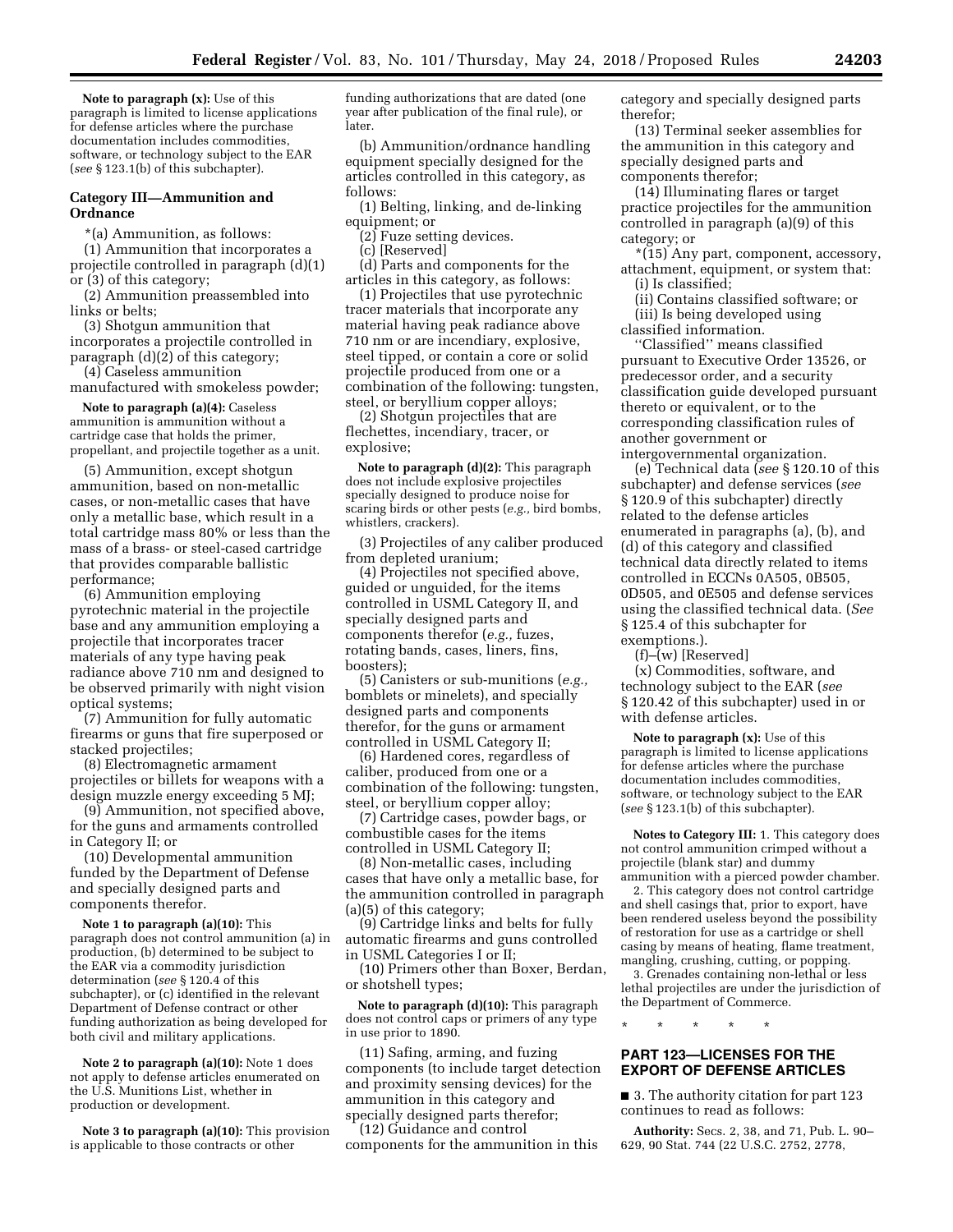**Note to paragraph (x):** Use of this paragraph is limited to license applications for defense articles where the purchase documentation includes commodities, software, or technology subject to the EAR (*see* § 123.1(b) of this subchapter).

### Category III—Ammunition and Ordnance

*(a) Ammunition, as follows:

(1) Ammunition that incorporates a projectile controlled in paragraph (d)(1) or (3) of this category;

(2) Ammunition preassembled into links or belts;

(3) Shotgun ammunition that incorporates a projectile controlled in paragraph (d)(2) of this category;

(4) Caseless ammunition manufactured with smokeless powder;

**Note to paragraph (a)(4):** Caseless ammunition is ammunition without a cartridge case that holds the primer, propellant, and projectile together as a unit.

(5) Ammunition, except shotgun ammunition, based on non-metallic cases, or non-metallic cases that have only a metallic base, which result in a total cartridge mass 80% or less than the mass of a brass- or steel-cased cartridge that provides comparable ballistic performance;

(6) Ammunition employing pyrotechnic material in the projectile base and any ammunition employing a projectile that incorporates tracer materials of any type having peak radiance above 710 nm and designed to be observed primarily with night vision optical systems;

(7) Ammunition for fully automatic firearms or guns that fire superposed or stacked projectiles;

(8) Electromagnetic armament projectiles or billets for weapons with a design muzzle energy exceeding 5 MJ;

(9) Ammunition, not specified above, for the guns and armaments controlled in Category II; or

(10) Developmental ammunition funded by the Department of Defense and specially designed parts and components therefor.

**Note 1 to paragraph (a)(10):** This paragraph does not control ammunition (a) in production, (b) determined to be subject to the EAR via a commodity jurisdiction determination (*see* § 120.4 of this subchapter), or (c) identified in the relevant Department of Defense contract or other funding authorization as being developed for both civil and military applications.

**Note 2 to paragraph (a)(10):** Note 1 does not apply to defense articles enumerated on the U.S. Munitions List, whether in production or development.

**Note 3 to paragraph (a)(10):** This provision is applicable to those contracts or other funding authorizations that are dated (one year after publication of the final rule), or later.

(b) Ammunition/ordnance handling equipment specially designed for the articles controlled in this category, as follows:

(1) Belting, linking, and de-linking equipment; or

(2) Fuze setting devices.

(c) [Reserved]

(d) Parts and components for the articles in this category, as follows:

(1) Projectiles that use pyrotechnic tracer materials that incorporate any material having peak radiance above 710 nm or are incendiary, explosive, steel tipped, or contain a core or solid projectile produced from one or a combination of the following: tungsten, steel, or beryllium copper alloys;

(2) Shotgun projectiles that are flechettes, incendiary, tracer, or explosive;

**Note to paragraph (d)(2):** This paragraph does not include explosive projectiles specially designed to produce noise for scaring birds or other pests (*e.g.,* bird bombs, whistlers, crackers).

(3) Projectiles of any caliber produced from depleted uranium;

(4) Projectiles not specified above, guided or unguided, for the items controlled in USML Category II, and specially designed parts and components therefor (*e.g.,* fuzes, rotating bands, cases, liners, fins, boosters);

(5) Canisters or sub-munitions (*e.g.,* bomblets or minelets), and specially designed parts and components therefor, for the guns or armament controlled in USML Category II;

(6) Hardened cores, regardless of caliber, produced from one or a combination of the following: tungsten, steel, or beryllium copper alloy;

(7) Cartridge cases, powder bags, or combustible cases for the items controlled in USML Category II;

(8) Non-metallic cases, including cases that have only a metallic base, for the ammunition controlled in paragraph (a)(5) of this category;

(9) Cartridge links and belts for fully automatic firearms and guns controlled in USML Categories I or II;

(10) Primers other than Boxer, Berdan, or shotshell types;

**Note to paragraph (d)(10):** This paragraph does not control caps or primers of any type in use prior to 1890.

(11) Safing, arming, and fuzing components (to include target detection and proximity sensing devices) for the ammunition in this category and specially designed parts therefor;

(12) Guidance and control components for the ammunition in this category and specially designed parts therefor;

(13) Terminal seeker assemblies for the ammunition in this category and specially designed parts and components therefor;

(14) Illuminating flares or target practice projectiles for the ammunition controlled in paragraph (a)(9) of this category; or

*(15) Any part, component, accessory, attachment, equipment, or system that:

(i) Is classified;

(ii) Contains classified software; or

(iii) Is being developed using classified information.

''Classified'' means classified pursuant to Executive Order 13526, or predecessor order, and a security classification guide developed pursuant thereto or equivalent, or to the corresponding classification rules of another government or intergovernmental organization.

(e) Technical data (*see* § 120.10 of this subchapter) and defense services (*see* § 120.9 of this subchapter) directly related to the defense articles enumerated in paragraphs (a), (b), and (d) of this category and classified technical data directly related to items controlled in ECCNs 0A505, 0B505, 0D505, and 0E505 and defense services using the classified technical data. (*See* § 125.4 of this subchapter for exemptions.).

(f)–(w) [Reserved]

(x) Commodities, software, and technology subject to the EAR (*see* § 120.42 of this subchapter) used in or with defense articles.

**Note to paragraph (x):** Use of this paragraph is limited to license applications for defense articles where the purchase documentation includes commodities, software, or technology subject to the EAR (*see* § 123.1(b) of this subchapter).

**Notes to Category III:** 1. This category does not control ammunition crimped without a projectile (blank star) and dummy ammunition with a pierced powder chamber.

2. This category does not control cartridge and shell casings that, prior to export, have been rendered useless beyond the possibility of restoration for use as a cartridge or shell casing by means of heating, flame treatment, mangling, crushing, cutting, or popping.

3. Grenades containing non-lethal or less lethal projectiles are under the jurisdiction of the Department of Commerce.

\* \* \* \* \*

## PART 123—LICENSES FOR THE EXPORT OF DEFENSE ARTICLES

■ 3. The authority citation for part 123 continues to read as follows:

**Authority:** Secs. 2, 38, and 71, Pub. L. 90–629, 90 Stat. 744 (22 U.S.C. 2752, 2778,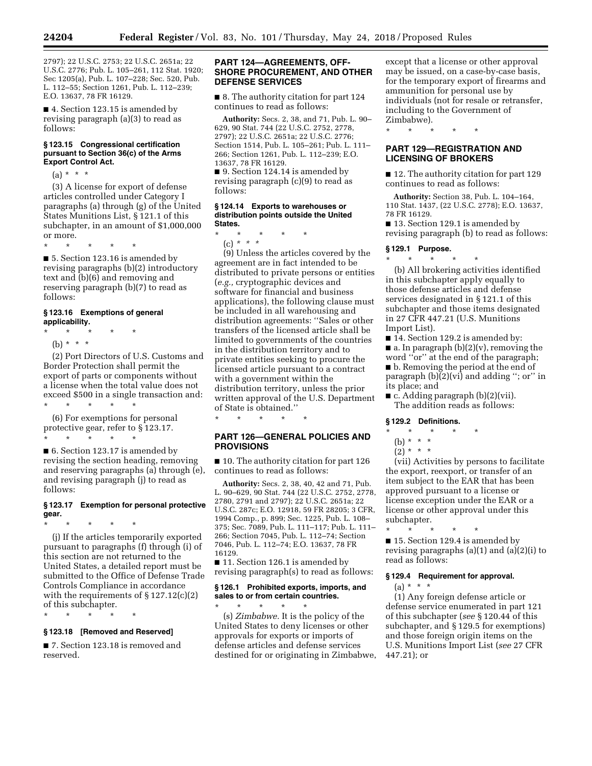2797); 22 U.S.C. 2753; 22 U.S.C. 2651a; 22 U.S.C. 2776; Pub. L. 105–261, 112 Stat. 1920; Sec 1205(a), Pub. L. 107–228; Sec. 520, Pub. L. 112–55; Section 1261, Pub. L. 112–239; E.O. 13637, 78 FR 16129.

■ 4. Section 123.15 is amended by revising paragraph (a)(3) to read as follows:

**§ 123.15 Congressional certification pursuant to Section 36(c) of the Arms Export Control Act.**

(a) * * *

(3) A license for export of defense articles controlled under Category I paragraphs (a) through (g) of the United States Munitions List, § 121.1 of this subchapter, in an amount of $1,000,000 or more.

\* \* \* \* \*

■ 5. Section 123.16 is amended by revising paragraphs (b)(2) introductory text and (b)(6) and removing and reserving paragraph (b)(7) to read as follows:

**§ 123.16 Exemptions of general applicability.**

\* \* \* \* \*

(b) * * *

(2) Port Directors of U.S. Customs and Border Protection shall permit the export of parts or components without a license when the total value does not exceed $500 in a single transaction and:

\* \* \* \* \*

(6) For exemptions for personal protective gear, refer to § 123.17.

\* \* \* \* \*

■ 6. Section 123.17 is amended by revising the section heading, removing and reserving paragraphs (a) through (e), and revising paragraph (j) to read as follows:

**§ 123.17 Exemption for personal protective gear.**

\* \* \* \* \*

(j) If the articles temporarily exported pursuant to paragraphs (f) through (i) of this section are not returned to the United States, a detailed report must be submitted to the Office of Defense Trade Controls Compliance in accordance with the requirements of § 127.12(c)(2) of this subchapter.

\* \* \* \* \*

**§ 123.18 [Removed and Reserved]**

■ 7. Section 123.18 is removed and reserved.

## PART 124—AGREEMENTS, OFF-SHORE PROCUREMENT, AND OTHER DEFENSE SERVICES

■ 8. The authority citation for part 124 continues to read as follows:

**Authority:** Secs. 2, 38, and 71, Pub. L. 90–629, 90 Stat. 744 (22 U.S.C. 2752, 2778, 2797); 22 U.S.C. 2651a; 22 U.S.C. 2776; Section 1514, Pub. L. 105–261; Pub. L. 111–266; Section 1261, Pub. L. 112–239; E.O. 13637, 78 FR 16129.

■ 9. Section 124.14 is amended by revising paragraph (c)(9) to read as follows:

**§ 124.14 Exports to warehouses or distribution points outside the United States.**

\* \* \* \* \*

(c) * * *

(9) Unless the articles covered by the agreement are in fact intended to be distributed to private persons or entities (*e.g.,* cryptographic devices and software for financial and business applications), the following clause must be included in all warehousing and distribution agreements: ''Sales or other transfers of the licensed article shall be limited to governments of the countries in the distribution territory and to private entities seeking to procure the licensed article pursuant to a contract with a government within the distribution territory, unless the prior written approval of the U.S. Department of State is obtained.''

\* \* \* \* \*

## PART 126—GENERAL POLICIES AND PROVISIONS

■ 10. The authority citation for part 126 continues to read as follows:

**Authority:** Secs. 2, 38, 40, 42 and 71, Pub. L. 90–629, 90 Stat. 744 (22 U.S.C. 2752, 2778, 2780, 2791 and 2797); 22 U.S.C. 2651a; 22 U.S.C. 287c; E.O. 12918, 59 FR 28205; 3 CFR, 1994 Comp., p. 899; Sec. 1225, Pub. L. 108–375; Sec. 7089, Pub. L. 111–117; Pub. L. 111–266; Section 7045, Pub. L. 112–74; Section 7046, Pub. L. 112–74; E.O. 13637, 78 FR 16129.

■ 11. Section 126.1 is amended by revising paragraph(s) to read as follows:

**§ 126.1 Prohibited exports, imports, and sales to or from certain countries.**

\* \* \* \* \*

(s) *Zimbabwe.* It is the policy of the United States to deny licenses or other approvals for exports or imports of defense articles and defense services destined for or originating in Zimbabwe, except that a license or other approval may be issued, on a case-by-case basis, for the temporary export of firearms and ammunition for personal use by individuals (not for resale or retransfer, including to the Government of Zimbabwe).

\* \* \* \* \*

## PART 129—REGISTRATION AND LICENSING OF BROKERS

■ 12. The authority citation for part 129 continues to read as follows:

**Authority:** Section 38, Pub. L. 104–164, 110 Stat. 1437, (22 U.S.C. 2778); E.O. 13637, 78 FR 16129.

■ 13. Section 129.1 is amended by revising paragraph (b) to read as follows:

**§ 129.1 Purpose.**

\* \* \* \* \*

(b) All brokering activities identified in this subchapter apply equally to those defense articles and defense services designated in § 121.1 of this subchapter and those items designated in 27 CFR 447.21 (U.S. Munitions Import List).

■ 14. Section 129.2 is amended by:

■ a. In paragraph (b)(2)(v), removing the word ''or'' at the end of the paragraph;

■ b. Removing the period at the end of paragraph (b)(2)(vi) and adding ''; or'' in its place; and

■ c. Adding paragraph (b)(2)(vii).

The addition reads as follows:

**§ 129.2 Definitions.**

\* \* \* \* \*

(b) * * *

(2) * * *

(vii) Activities by persons to facilitate the export, reexport, or transfer of an item subject to the EAR that has been approved pursuant to a license or license exception under the EAR or a license or other approval under this subchapter.

\* \* \* \* \*

■ 15. Section 129.4 is amended by revising paragraphs (a)(1) and (a)(2)(i) to read as follows:

**§ 129.4 Requirement for approval.**

(a) * * *

(1) Any foreign defense article or defense service enumerated in part 121 of this subchapter (*see* § 120.44 of this subchapter, and § 129.5 for exemptions) and those foreign origin items on the U.S. Munitions Import List (*see* 27 CFR 447.21); or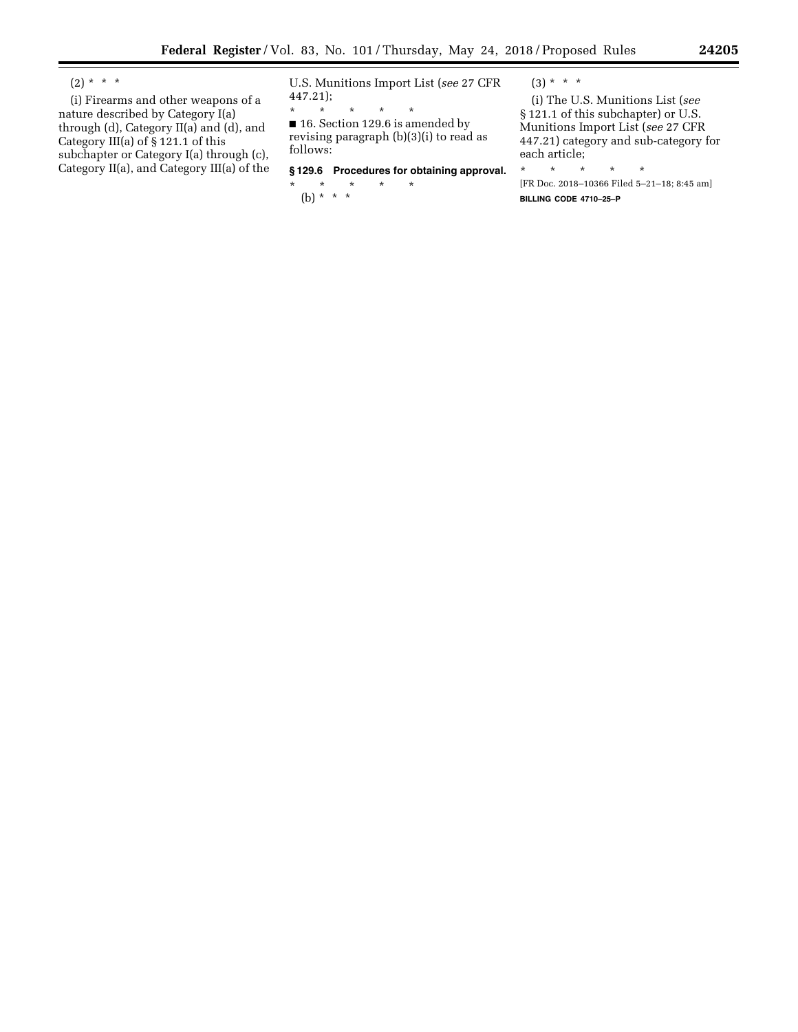(2) * * *

(i) Firearms and other weapons of a nature described by Category I(a) through (d), Category II(a) and (d), and Category III(a) of § 121.1 of this subchapter or Category I(a) through (c), Category II(a), and Category III(a) of the U.S. Munitions Import List (*see* 27 CFR 447.21);

\* \* \* \* \*

■ 16. Section 129.6 is amended by revising paragraph (b)(3)(i) to read as follows:

### § 129.6 Procedures for obtaining approval.

\* \* \* \* \*

(b) * * *

(3) * * *

(i) The U.S. Munitions List (*see* § 121.1 of this subchapter) or U.S. Munitions Import List (*see* 27 CFR 447.21) category and sub-category for each article;

\* \* \* \* \*

[FR Doc. 2018–10366 Filed 5–21–18; 8:45 am]

**BILLING CODE 4710–25–P**